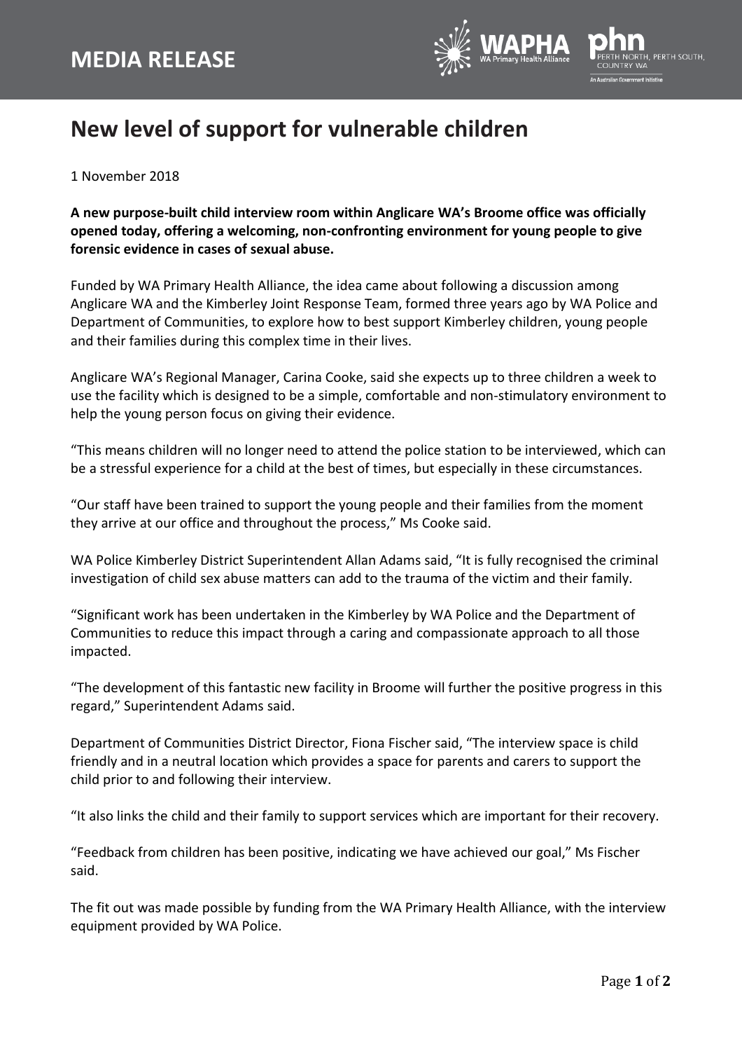# MEDIA RELEASE

## New level of support for vulnerable children

1 November 2018

**A new purpose-built child interview room within Anglicare WA's Broome office was officially opened today, offering a welcoming, non-confronting environment for young people to give forensic evidence in cases of sexual abuse.**

Funded by WA Primary Health Alliance, the idea came about following a discussion among Anglicare WA and the Kimberley Joint Response Team, formed three years ago by WA Police and Department of Communities, to explore how to best support Kimberley children, young people and their families during this complex time in their lives.

Anglicare WA's Regional Manager, Carina Cooke, said she expects up to three children a week to use the facility which is designed to be a simple, comfortable and non-stimulatory environment to help the young person focus on giving their evidence.

"This means children will no longer need to attend the police station to be interviewed, which can be a stressful experience for a child at the best of times, but especially in these circumstances.

"Our staff have been trained to support the young people and their families from the moment they arrive at our office and throughout the process," Ms Cooke said.

WA Police Kimberley District Superintendent Allan Adams said, "It is fully recognised the criminal investigation of child sex abuse matters can add to the trauma of the victim and their family.

"Significant work has been undertaken in the Kimberley by WA Police and the Department of Communities to reduce this impact through a caring and compassionate approach to all those impacted.

"The development of this fantastic new facility in Broome will further the positive progress in this regard," Superintendent Adams said.

Department of Communities District Director, Fiona Fischer said, "The interview space is child friendly and in a neutral location which provides a space for parents and carers to support the child prior to and following their interview.

"It also links the child and their family to support services which are important for their recovery.

"Feedback from children has been positive, indicating we have achieved our goal," Ms Fischer said.

The fit out was made possible by funding from the WA Primary Health Alliance, with the interview equipment provided by WA Police.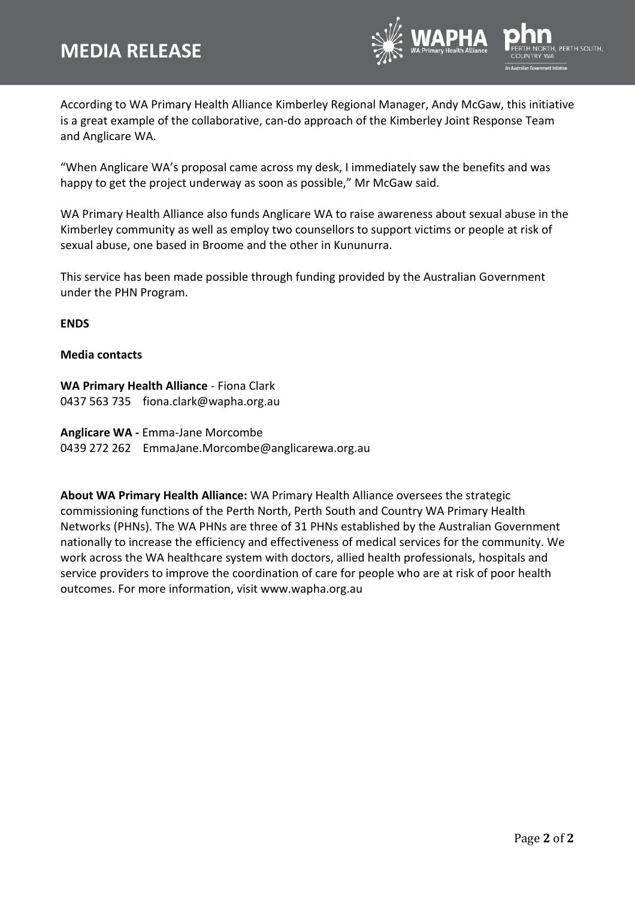According to WA Primary Health Alliance Kimberley Regional Manager, Andy McGaw, this initiative is a great example of the collaborative, can-do approach of the Kimberley Joint Response Team and Anglicare WA.

"When Anglicare WA's proposal came across my desk, I immediately saw the benefits and was happy to get the project underway as soon as possible," Mr McGaw said.

WA Primary Health Alliance also funds Anglicare WA to raise awareness about sexual abuse in the Kimberley community as well as employ two counsellors to support victims or people at risk of sexual abuse, one based in Broome and the other in Kununurra.

This service has been made possible through funding provided by the Australian Government under the PHN Program.

**ENDS**

**Media contacts**

**WA Primary Health Alliance** - Fiona Clark
0437 563 735 fiona.clark@wapha.org.au

**Anglicare WA -** Emma-Jane Morcombe
0439 272 262 EmmaJane.Morcombe@anglicarewa.org.au

**About WA Primary Health Alliance:** WA Primary Health Alliance oversees the strategic commissioning functions of the Perth North, Perth South and Country WA Primary Health Networks (PHNs). The WA PHNs are three of 31 PHNs established by the Australian Government nationally to increase the efficiency and effectiveness of medical services for the community. We work across the WA healthcare system with doctors, allied health professionals, hospitals and service providers to improve the coordination of care for people who are at risk of poor health outcomes. For more information, visit www.wapha.org.au